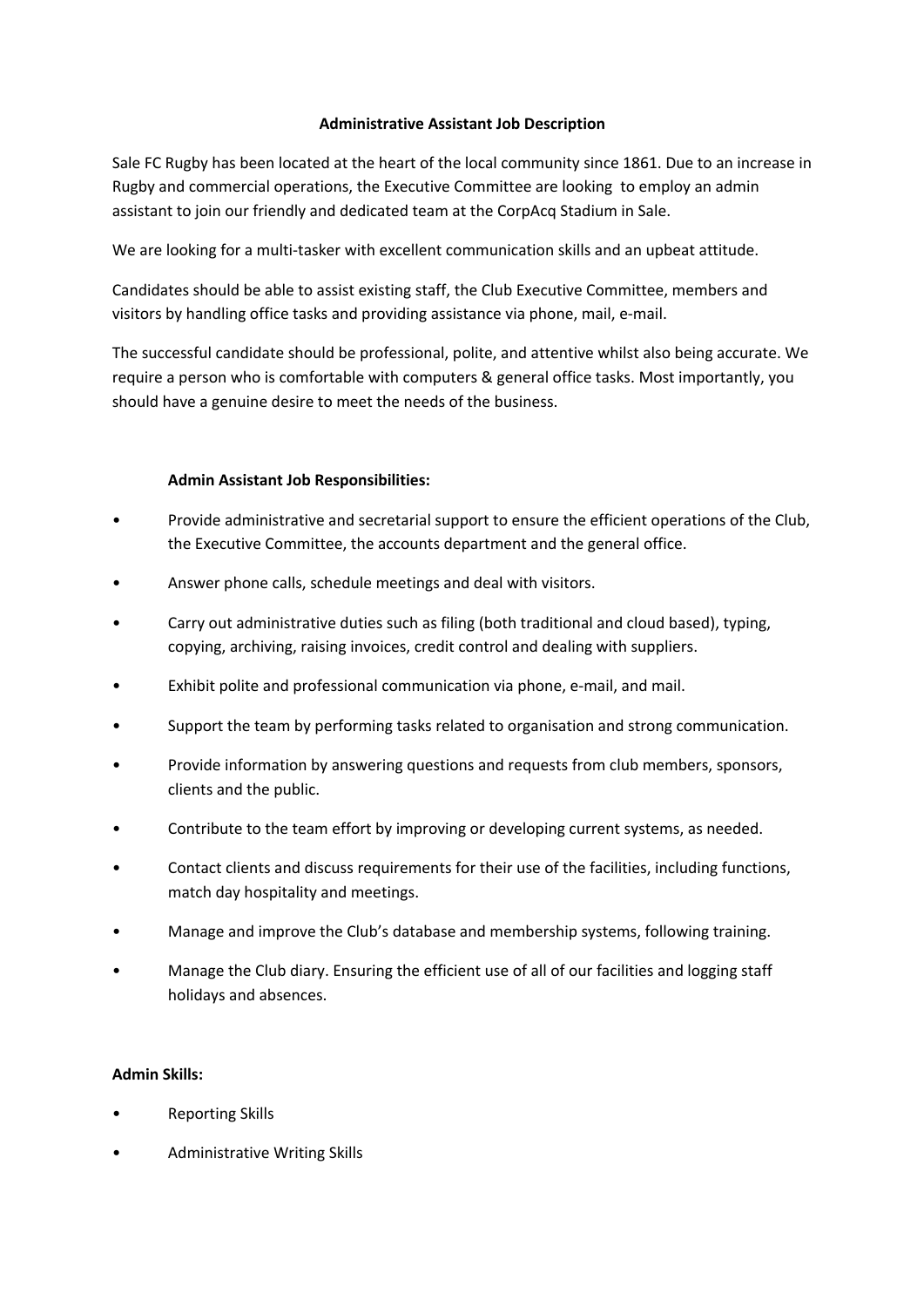# Administrative Assistant Job Description

Sale FC Rugby has been located at the heart of the local community since 1861. Due to an increase in Rugby and commercial operations, the Executive Committee are looking to employ an admin assistant to join our friendly and dedicated team at the CorpAcq Stadium in Sale.

We are looking for a multi-tasker with excellent communication skills and an upbeat attitude.

Candidates should be able to assist existing staff, the Club Executive Committee, members and visitors by handling office tasks and providing assistance via phone, mail, e-mail.

The successful candidate should be professional, polite, and attentive whilst also being accurate. We require a person who is comfortable with computers & general office tasks. Most importantly, you should have a genuine desire to meet the needs of the business.

## Admin Assistant Job Responsibilities:

- Provide administrative and secretarial support to ensure the efficient operations of the Club, the Executive Committee, the accounts department and the general office.
- Answer phone calls, schedule meetings and deal with visitors.
- Carry out administrative duties such as filing (both traditional and cloud based), typing, copying, archiving, raising invoices, credit control and dealing with suppliers.
- Exhibit polite and professional communication via phone, e-mail, and mail.
- Support the team by performing tasks related to organisation and strong communication.
- Provide information by answering questions and requests from club members, sponsors, clients and the public.
- Contribute to the team effort by improving or developing current systems, as needed.
- Contact clients and discuss requirements for their use of the facilities, including functions, match day hospitality and meetings.
- Manage and improve the Club's database and membership systems, following training.
- Manage the Club diary. Ensuring the efficient use of all of our facilities and logging staff holidays and absences.

## Admin Skills:

- Reporting Skills
- Administrative Writing Skills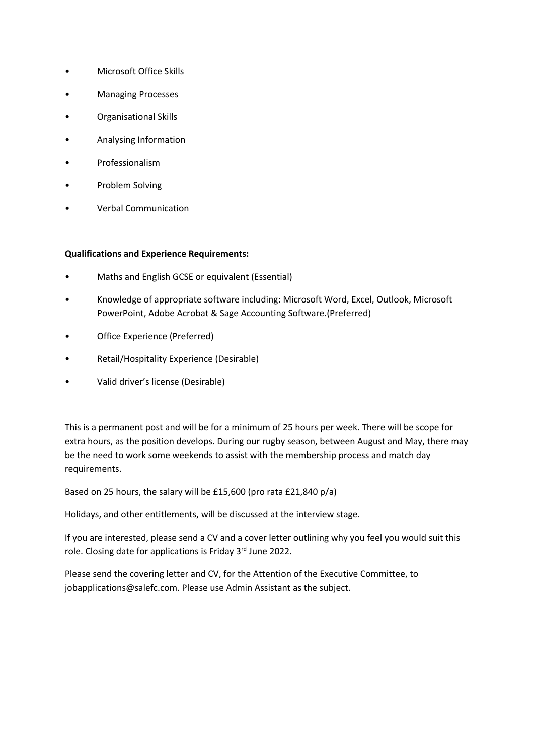- Microsoft Office Skills
- Managing Processes
- Organisational Skills
- Analysing Information
- Professionalism
- Problem Solving
- Verbal Communication

**Qualifications and Experience Requirements:**

- Maths and English GCSE or equivalent (Essential)
- Knowledge of appropriate software including: Microsoft Word, Excel, Outlook, Microsoft PowerPoint, Adobe Acrobat & Sage Accounting Software.(Preferred)
- Office Experience (Preferred)
- Retail/Hospitality Experience (Desirable)
- Valid driver's license (Desirable)

This is a permanent post and will be for a minimum of 25 hours per week. There will be scope for extra hours, as the position develops. During our rugby season, between August and May, there may be the need to work some weekends to assist with the membership process and match day requirements.

Based on 25 hours, the salary will be £15,600 (pro rata £21,840 p/a)

Holidays, and other entitlements, will be discussed at the interview stage.

If you are interested, please send a CV and a cover letter outlining why you feel you would suit this role. Closing date for applications is Friday 3rd June 2022.

Please send the covering letter and CV, for the Attention of the Executive Committee, to jobapplications@salefc.com. Please use Admin Assistant as the subject.